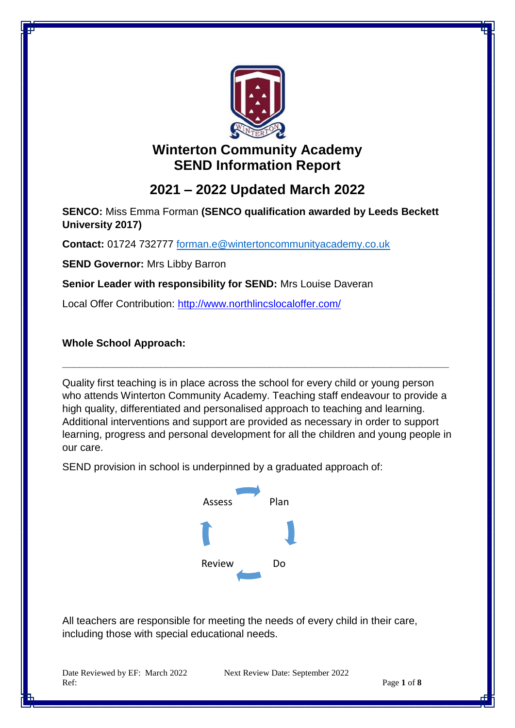# Winterton Community Academy
# SEND Information Report

## 2021 – 2022 Updated March 2022

**SENCO:** Miss Emma Forman **(SENCO qualification awarded by Leeds Beckett University 2017)**

**Contact:** 01724 732777 forman.e@wintertoncommunityacademy.co.uk

**SEND Governor:** Mrs Libby Barron

**Senior Leader with responsibility for SEND:** Mrs Louise Daveran

Local Offer Contribution: http://www.northlincslocaloffer.com/

### Whole School Approach:

---

Quality first teaching is in place across the school for every child or young person who attends Winterton Community Academy. Teaching staff endeavour to provide a high quality, differentiated and personalised approach to teaching and learning. Additional interventions and support are provided as necessary in order to support learning, progress and personal development for all the children and young people in our care.

SEND provision in school is underpinned by a graduated approach of:

Assess → Plan → Do → Review

All teachers are responsible for meeting the needs of every child in their care, including those with special educational needs.

Date Reviewed by EF: March 2022 Next Review Date: September 2022
Ref: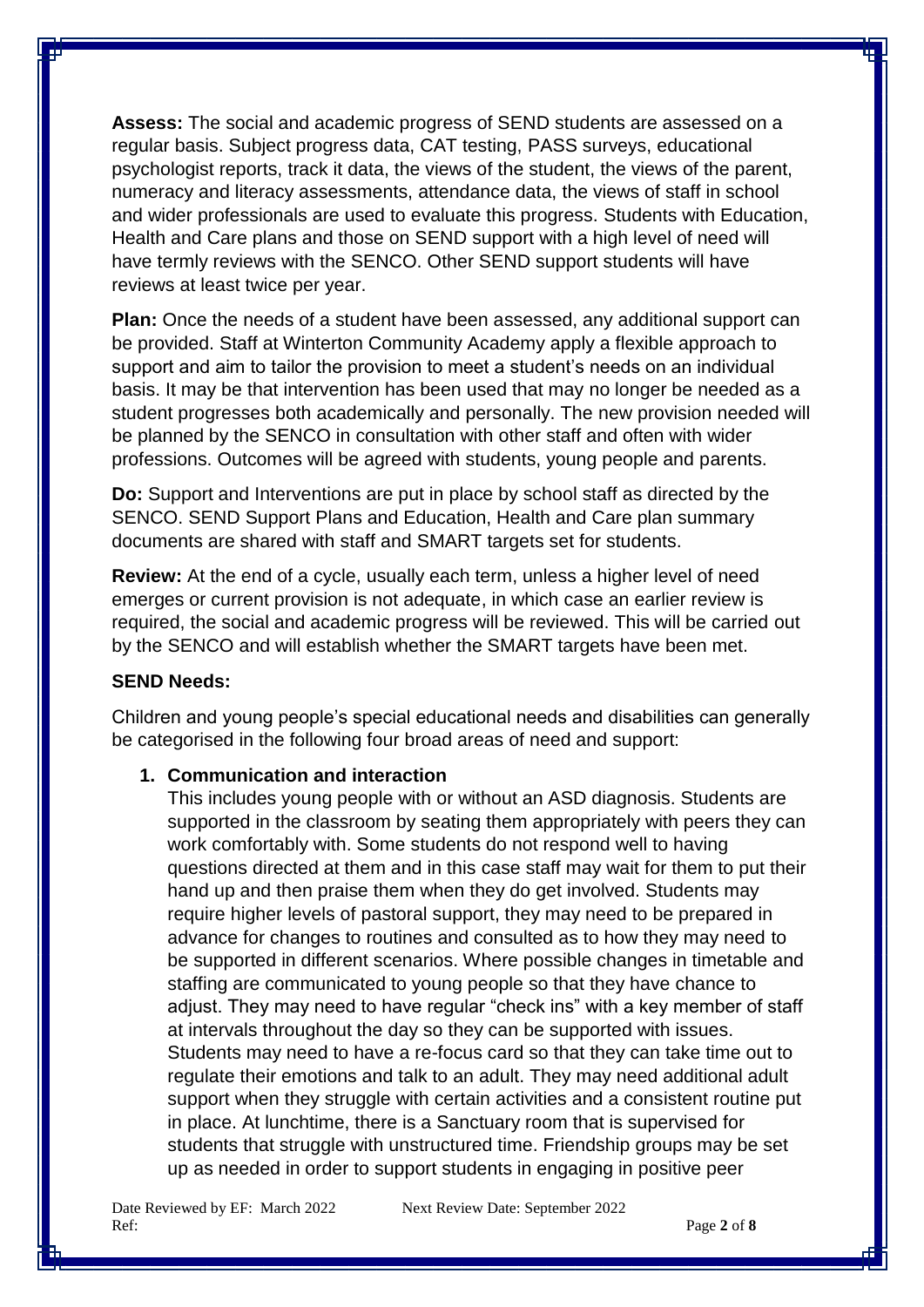**Assess:** The social and academic progress of SEND students are assessed on a regular basis. Subject progress data, CAT testing, PASS surveys, educational psychologist reports, track it data, the views of the student, the views of the parent, numeracy and literacy assessments, attendance data, the views of staff in school and wider professionals are used to evaluate this progress. Students with Education, Health and Care plans and those on SEND support with a high level of need will have termly reviews with the SENCO. Other SEND support students will have reviews at least twice per year.

**Plan:** Once the needs of a student have been assessed, any additional support can be provided. Staff at Winterton Community Academy apply a flexible approach to support and aim to tailor the provision to meet a student's needs on an individual basis. It may be that intervention has been used that may no longer be needed as a student progresses both academically and personally. The new provision needed will be planned by the SENCO in consultation with other staff and often with wider professions. Outcomes will be agreed with students, young people and parents.

**Do:** Support and Interventions are put in place by school staff as directed by the SENCO. SEND Support Plans and Education, Health and Care plan summary documents are shared with staff and SMART targets set for students.

**Review:** At the end of a cycle, usually each term, unless a higher level of need emerges or current provision is not adequate, in which case an earlier review is required, the social and academic progress will be reviewed. This will be carried out by the SENCO and will establish whether the SMART targets have been met.

**SEND Needs:**

Children and young people's special educational needs and disabilities can generally be categorised in the following four broad areas of need and support:

1. **Communication and interaction**

   This includes young people with or without an ASD diagnosis. Students are supported in the classroom by seating them appropriately with peers they can work comfortably with. Some students do not respond well to having questions directed at them and in this case staff may wait for them to put their hand up and then praise them when they do get involved. Students may require higher levels of pastoral support, they may need to be prepared in advance for changes to routines and consulted as to how they may need to be supported in different scenarios. Where possible changes in timetable and staffing are communicated to young people so that they have chance to adjust. They may need to have regular "check ins" with a key member of staff at intervals throughout the day so they can be supported with issues. Students may need to have a re-focus card so that they can take time out to regulate their emotions and talk to an adult. They may need additional adult support when they struggle with certain activities and a consistent routine put in place. At lunchtime, there is a Sanctuary room that is supervised for students that struggle with unstructured time. Friendship groups may be set up as needed in order to support students in engaging in positive peer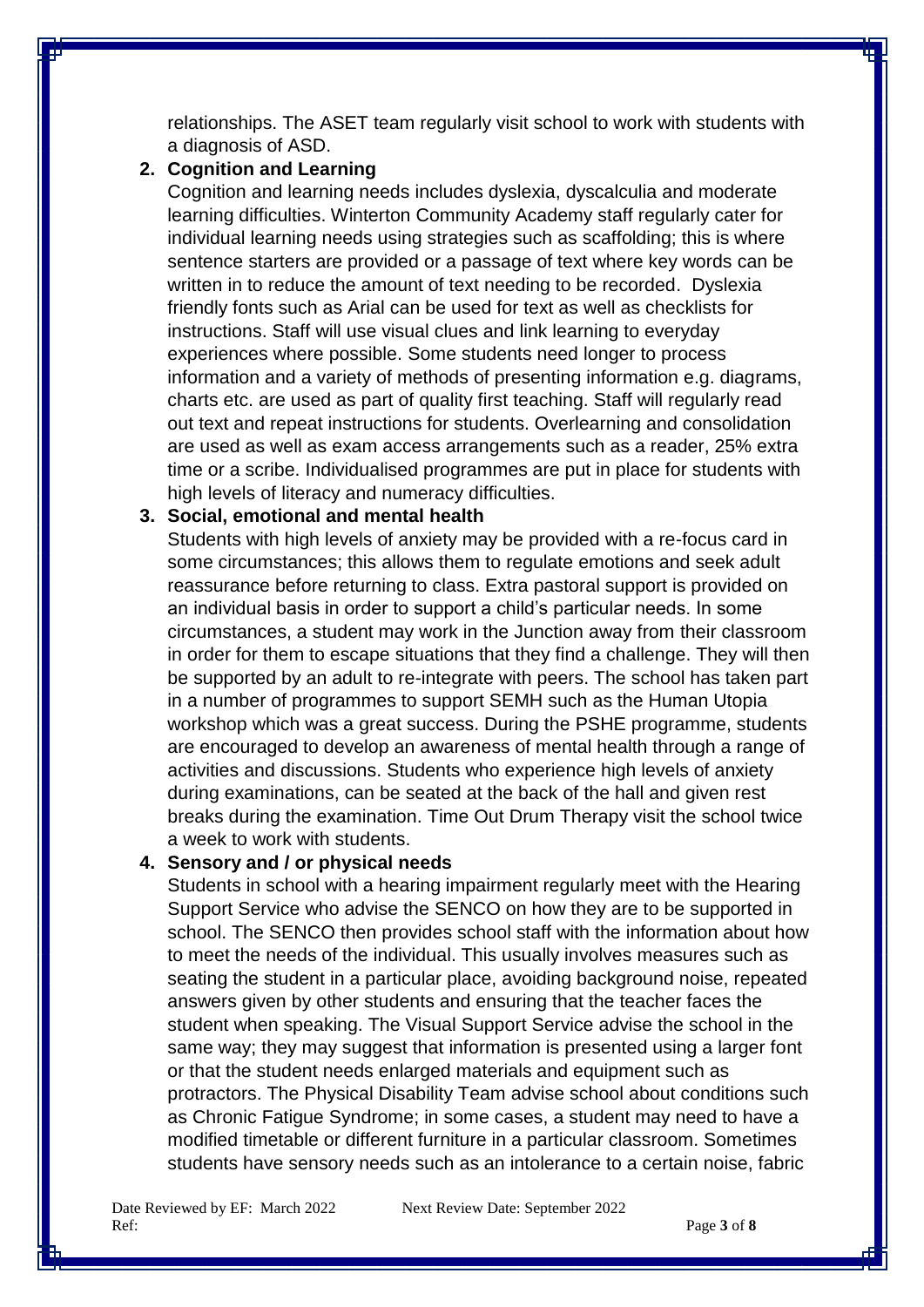relationships. The ASET team regularly visit school to work with students with a diagnosis of ASD.

2. **Cognition and Learning**

   Cognition and learning needs includes dyslexia, dyscalculia and moderate learning difficulties. Winterton Community Academy staff regularly cater for individual learning needs using strategies such as scaffolding; this is where sentence starters are provided or a passage of text where key words can be written in to reduce the amount of text needing to be recorded. Dyslexia friendly fonts such as Arial can be used for text as well as checklists for instructions. Staff will use visual clues and link learning to everyday experiences where possible. Some students need longer to process information and a variety of methods of presenting information e.g. diagrams, charts etc. are used as part of quality first teaching. Staff will regularly read out text and repeat instructions for students. Overlearning and consolidation are used as well as exam access arrangements such as a reader, 25% extra time or a scribe. Individualised programmes are put in place for students with high levels of literacy and numeracy difficulties.

3. **Social, emotional and mental health**

   Students with high levels of anxiety may be provided with a re-focus card in some circumstances; this allows them to regulate emotions and seek adult reassurance before returning to class. Extra pastoral support is provided on an individual basis in order to support a child's particular needs. In some circumstances, a student may work in the Junction away from their classroom in order for them to escape situations that they find a challenge. They will then be supported by an adult to re-integrate with peers. The school has taken part in a number of programmes to support SEMH such as the Human Utopia workshop which was a great success. During the PSHE programme, students are encouraged to develop an awareness of mental health through a range of activities and discussions. Students who experience high levels of anxiety during examinations, can be seated at the back of the hall and given rest breaks during the examination. Time Out Drum Therapy visit the school twice a week to work with students.

4. **Sensory and / or physical needs**

   Students in school with a hearing impairment regularly meet with the Hearing Support Service who advise the SENCO on how they are to be supported in school. The SENCO then provides school staff with the information about how to meet the needs of the individual. This usually involves measures such as seating the student in a particular place, avoiding background noise, repeated answers given by other students and ensuring that the teacher faces the student when speaking. The Visual Support Service advise the school in the same way; they may suggest that information is presented using a larger font or that the student needs enlarged materials and equipment such as protractors. The Physical Disability Team advise school about conditions such as Chronic Fatigue Syndrome; in some cases, a student may need to have a modified timetable or different furniture in a particular classroom. Sometimes students have sensory needs such as an intolerance to a certain noise, fabric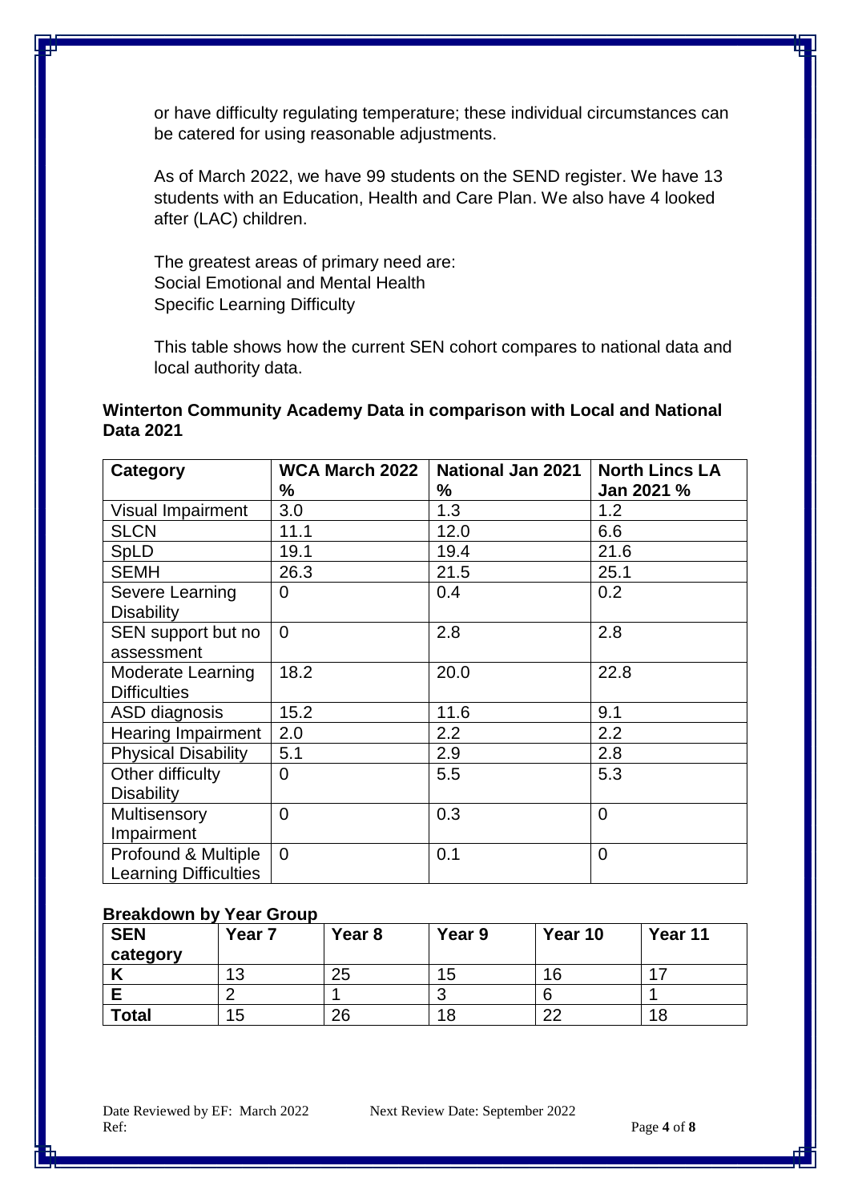or have difficulty regulating temperature; these individual circumstances can be catered for using reasonable adjustments.

As of March 2022, we have 99 students on the SEND register. We have 13 students with an Education, Health and Care Plan. We also have 4 looked after (LAC) children.

The greatest areas of primary need are:
Social Emotional and Mental Health
Specific Learning Difficulty

This table shows how the current SEN cohort compares to national data and local authority data.

**Winterton Community Academy Data in comparison with Local and National Data 2021**

| Category | WCA March 2022 % | National Jan 2021 % | North Lincs LA Jan 2021 % |
|---|---|---|---|
| Visual Impairment | 3.0 | 1.3 | 1.2 |
| SLCN | 11.1 | 12.0 | 6.6 |
| SpLD | 19.1 | 19.4 | 21.6 |
| SEMH | 26.3 | 21.5 | 25.1 |
| Severe Learning Disability | 0 | 0.4 | 0.2 |
| SEN support but no assessment | 0 | 2.8 | 2.8 |
| Moderate Learning Difficulties | 18.2 | 20.0 | 22.8 |
| ASD diagnosis | 15.2 | 11.6 | 9.1 |
| Hearing Impairment | 2.0 | 2.2 | 2.2 |
| Physical Disability | 5.1 | 2.9 | 2.8 |
| Other difficulty Disability | 0 | 5.5 | 5.3 |
| Multisensory Impairment | 0 | 0.3 | 0 |
| Profound & Multiple Learning Difficulties | 0 | 0.1 | 0 |

**Breakdown by Year Group**

| SEN category | Year 7 | Year 8 | Year 9 | Year 10 | Year 11 |
|---|---|---|---|---|---|
| K | 13 | 25 | 15 | 16 | 17 |
| E | 2 | 1 | 3 | 6 | 1 |
| Total | 15 | 26 | 18 | 22 | 18 |

Date Reviewed by EF: March 2022 Next Review Date: September 2022
Ref: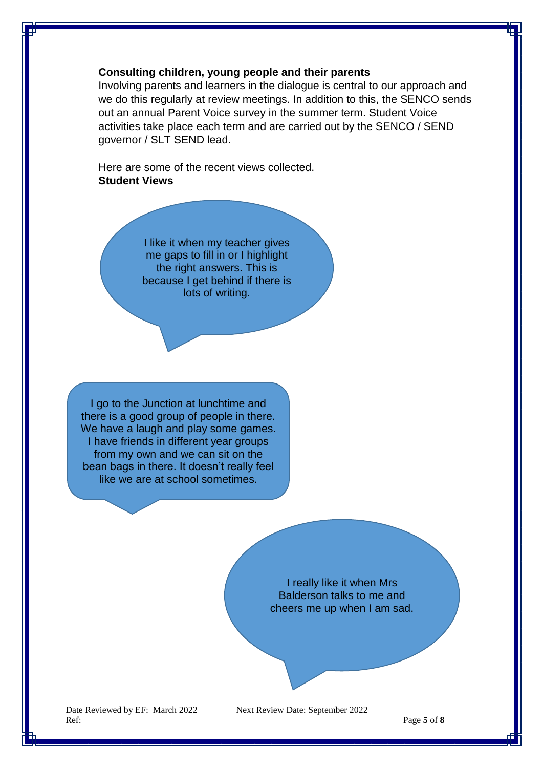**Consulting children, young people and their parents**

Involving parents and learners in the dialogue is central to our approach and we do this regularly at review meetings. In addition to this, the SENCO sends out an annual Parent Voice survey in the summer term. Student Voice activities take place each term and are carried out by the SENCO / SEND governor / SLT SEND lead.

Here are some of the recent views collected.

**Student Views**

I like it when my teacher gives me gaps to fill in or I highlight the right answers. This is because I get behind if there is lots of writing.

I go to the Junction at lunchtime and there is a good group of people in there. We have a laugh and play some games. I have friends in different year groups from my own and we can sit on the bean bags in there. It doesn't really feel like we are at school sometimes.

I really like it when Mrs Balderson talks to me and cheers me up when I am sad.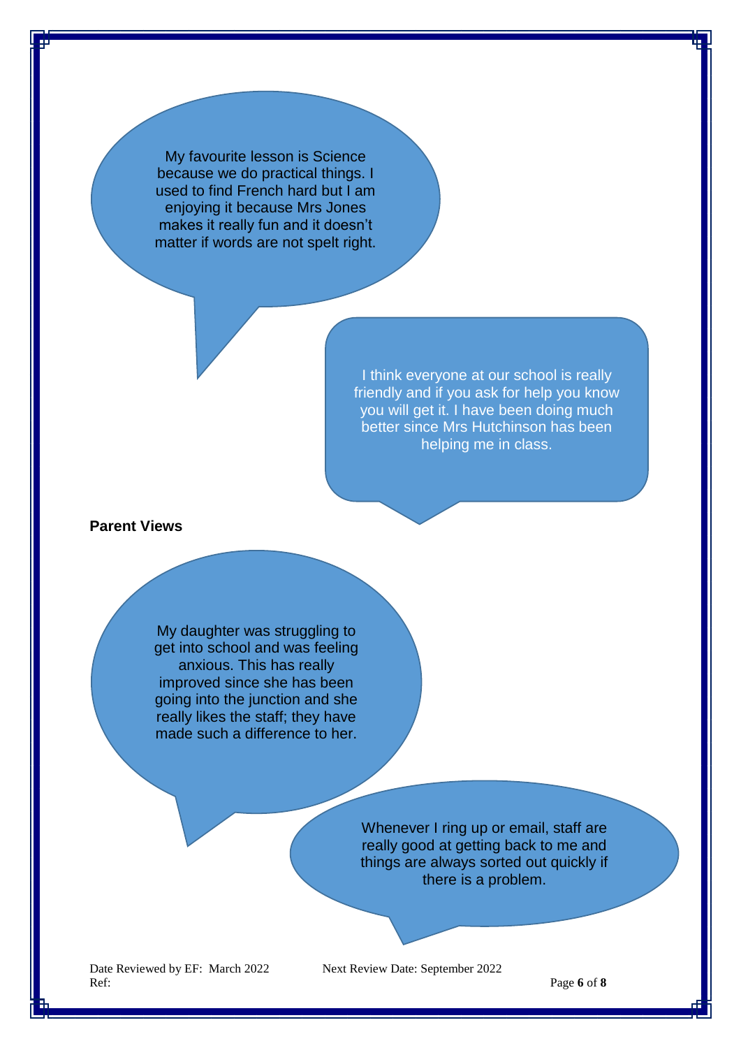My favourite lesson is Science because we do practical things. I used to find French hard but I am enjoying it because Mrs Jones makes it really fun and it doesn't matter if words are not spelt right.

I think everyone at our school is really friendly and if you ask for help you know you will get it. I have been doing much better since Mrs Hutchinson has been helping me in class.

**Parent Views**

My daughter was struggling to get into school and was feeling anxious. This has really improved since she has been going into the junction and she really likes the staff; they have made such a difference to her.

Whenever I ring up or email, staff are really good at getting back to me and things are always sorted out quickly if there is a problem.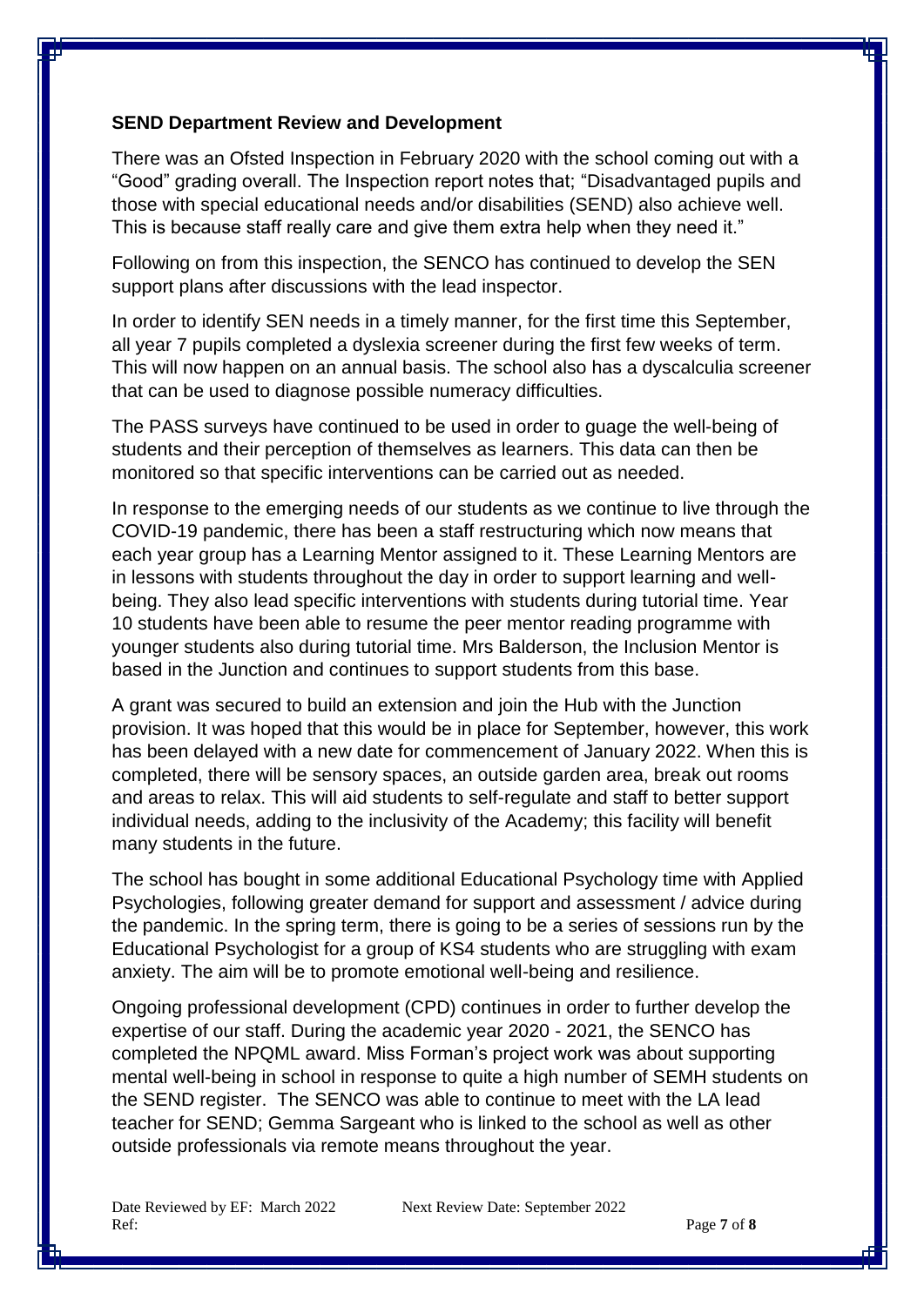**SEND Department Review and Development**

There was an Ofsted Inspection in February 2020 with the school coming out with a "Good" grading overall. The Inspection report notes that; "Disadvantaged pupils and those with special educational needs and/or disabilities (SEND) also achieve well. This is because staff really care and give them extra help when they need it."

Following on from this inspection, the SENCO has continued to develop the SEN support plans after discussions with the lead inspector.

In order to identify SEN needs in a timely manner, for the first time this September, all year 7 pupils completed a dyslexia screener during the first few weeks of term. This will now happen on an annual basis. The school also has a dyscalculia screener that can be used to diagnose possible numeracy difficulties.

The PASS surveys have continued to be used in order to guage the well-being of students and their perception of themselves as learners. This data can then be monitored so that specific interventions can be carried out as needed.

In response to the emerging needs of our students as we continue to live through the COVID-19 pandemic, there has been a staff restructuring which now means that each year group has a Learning Mentor assigned to it. These Learning Mentors are in lessons with students throughout the day in order to support learning and well-being. They also lead specific interventions with students during tutorial time. Year 10 students have been able to resume the peer mentor reading programme with younger students also during tutorial time. Mrs Balderson, the Inclusion Mentor is based in the Junction and continues to support students from this base.

A grant was secured to build an extension and join the Hub with the Junction provision. It was hoped that this would be in place for September, however, this work has been delayed with a new date for commencement of January 2022. When this is completed, there will be sensory spaces, an outside garden area, break out rooms and areas to relax. This will aid students to self-regulate and staff to better support individual needs, adding to the inclusivity of the Academy; this facility will benefit many students in the future.

The school has bought in some additional Educational Psychology time with Applied Psychologies, following greater demand for support and assessment / advice during the pandemic. In the spring term, there is going to be a series of sessions run by the Educational Psychologist for a group of KS4 students who are struggling with exam anxiety. The aim will be to promote emotional well-being and resilience.

Ongoing professional development (CPD) continues in order to further develop the expertise of our staff. During the academic year 2020 - 2021, the SENCO has completed the NPQML award. Miss Forman's project work was about supporting mental well-being in school in response to quite a high number of SEMH students on the SEND register. The SENCO was able to continue to meet with the LA lead teacher for SEND; Gemma Sargeant who is linked to the school as well as other outside professionals via remote means throughout the year.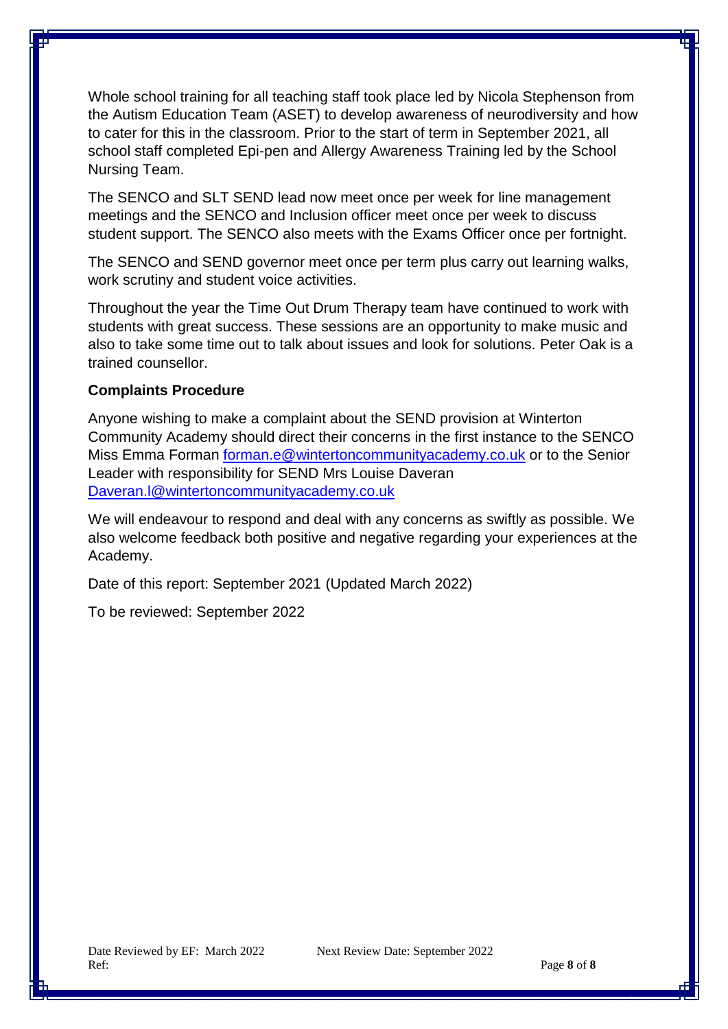Whole school training for all teaching staff took place led by Nicola Stephenson from the Autism Education Team (ASET) to develop awareness of neurodiversity and how to cater for this in the classroom. Prior to the start of term in September 2021, all school staff completed Epi-pen and Allergy Awareness Training led by the School Nursing Team.

The SENCO and SLT SEND lead now meet once per week for line management meetings and the SENCO and Inclusion officer meet once per week to discuss student support. The SENCO also meets with the Exams Officer once per fortnight.

The SENCO and SEND governor meet once per term plus carry out learning walks, work scrutiny and student voice activities.

Throughout the year the Time Out Drum Therapy team have continued to work with students with great success. These sessions are an opportunity to make music and also to take some time out to talk about issues and look for solutions. Peter Oak is a trained counsellor.

**Complaints Procedure**

Anyone wishing to make a complaint about the SEND provision at Winterton Community Academy should direct their concerns in the first instance to the SENCO Miss Emma Forman forman.e@wintertoncommunityacademy.co.uk or to the Senior Leader with responsibility for SEND Mrs Louise Daveran Daveran.l@wintertoncommunityacademy.co.uk

We will endeavour to respond and deal with any concerns as swiftly as possible. We also welcome feedback both positive and negative regarding your experiences at the Academy.

Date of this report: September 2021 (Updated March 2022)

To be reviewed: September 2022